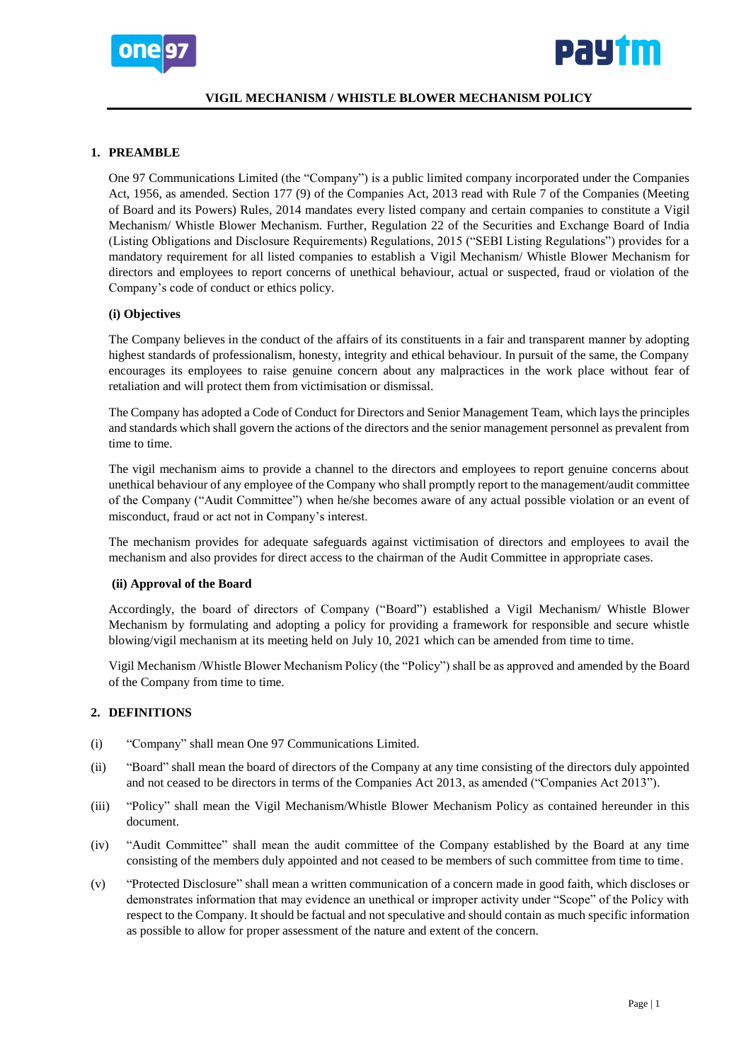# VIGIL MECHANISM / WHISTLE BLOWER MECHANISM POLICY

## 1. PREAMBLE

One 97 Communications Limited (the "Company") is a public limited company incorporated under the Companies Act, 1956, as amended. Section 177 (9) of the Companies Act, 2013 read with Rule 7 of the Companies (Meeting of Board and its Powers) Rules, 2014 mandates every listed company and certain companies to constitute a Vigil Mechanism/ Whistle Blower Mechanism. Further, Regulation 22 of the Securities and Exchange Board of India (Listing Obligations and Disclosure Requirements) Regulations, 2015 ("SEBI Listing Regulations") provides for a mandatory requirement for all listed companies to establish a Vigil Mechanism/ Whistle Blower Mechanism for directors and employees to report concerns of unethical behaviour, actual or suspected, fraud or violation of the Company's code of conduct or ethics policy.

### (i) Objectives

The Company believes in the conduct of the affairs of its constituents in a fair and transparent manner by adopting highest standards of professionalism, honesty, integrity and ethical behaviour. In pursuit of the same, the Company encourages its employees to raise genuine concern about any malpractices in the work place without fear of retaliation and will protect them from victimisation or dismissal.

The Company has adopted a Code of Conduct for Directors and Senior Management Team, which lays the principles and standards which shall govern the actions of the directors and the senior management personnel as prevalent from time to time.

The vigil mechanism aims to provide a channel to the directors and employees to report genuine concerns about unethical behaviour of any employee of the Company who shall promptly report to the management/audit committee of the Company ("Audit Committee") when he/she becomes aware of any actual possible violation or an event of misconduct, fraud or act not in Company's interest.

The mechanism provides for adequate safeguards against victimisation of directors and employees to avail the mechanism and also provides for direct access to the chairman of the Audit Committee in appropriate cases.

### (ii) Approval of the Board

Accordingly, the board of directors of Company ("Board") established a Vigil Mechanism/ Whistle Blower Mechanism by formulating and adopting a policy for providing a framework for responsible and secure whistle blowing/vigil mechanism at its meeting held on July 10, 2021 which can be amended from time to time.

Vigil Mechanism /Whistle Blower Mechanism Policy (the "Policy") shall be as approved and amended by the Board of the Company from time to time.

## 2. DEFINITIONS

(i) "Company" shall mean One 97 Communications Limited.

(ii) "Board" shall mean the board of directors of the Company at any time consisting of the directors duly appointed and not ceased to be directors in terms of the Companies Act 2013, as amended ("Companies Act 2013").

(iii) "Policy" shall mean the Vigil Mechanism/Whistle Blower Mechanism Policy as contained hereunder in this document.

(iv) "Audit Committee" shall mean the audit committee of the Company established by the Board at any time consisting of the members duly appointed and not ceased to be members of such committee from time to time.

(v) "Protected Disclosure" shall mean a written communication of a concern made in good faith, which discloses or demonstrates information that may evidence an unethical or improper activity under "Scope" of the Policy with respect to the Company. It should be factual and not speculative and should contain as much specific information as possible to allow for proper assessment of the nature and extent of the concern.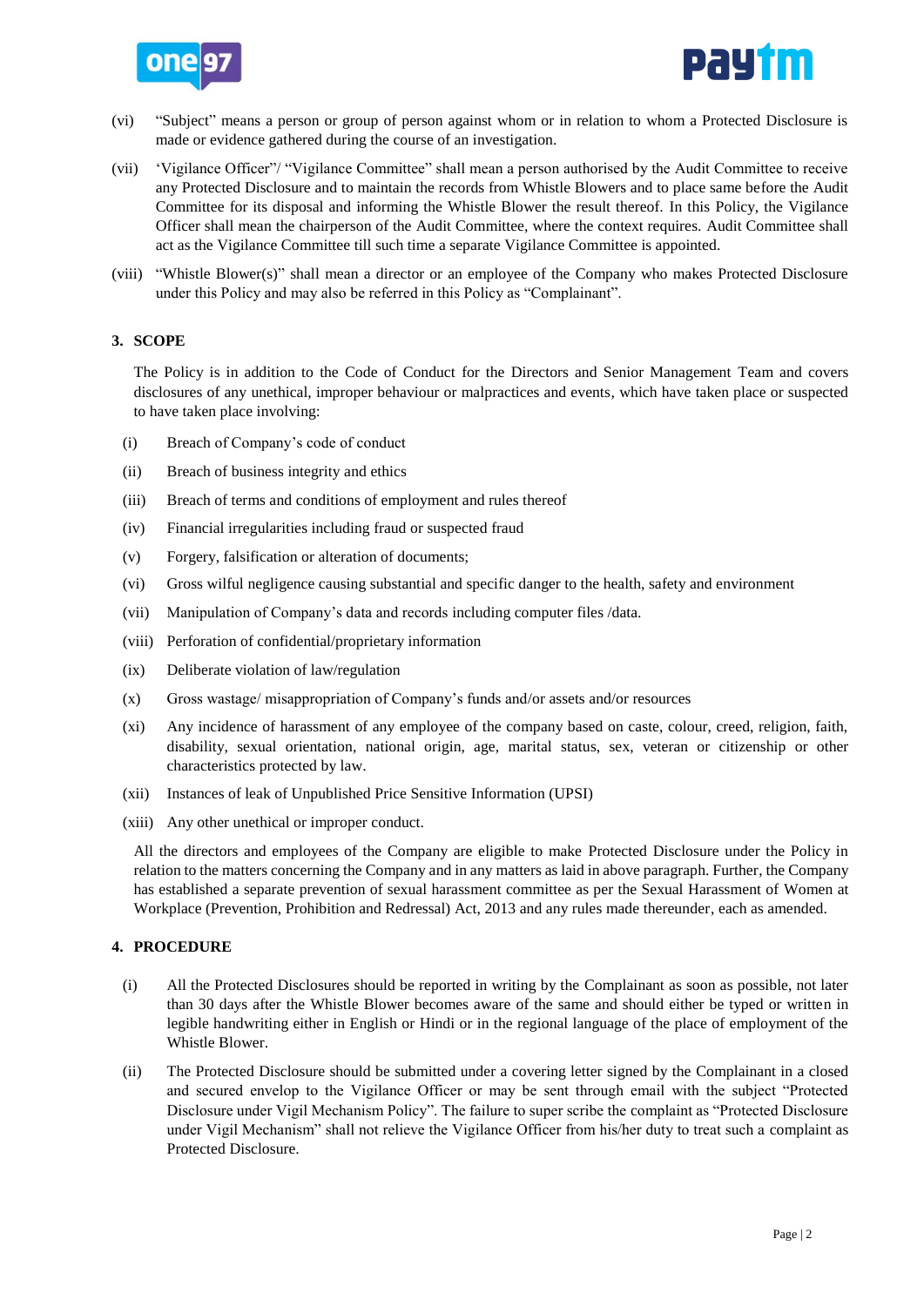(vi) "Subject" means a person or group of person against whom or in relation to whom a Protected Disclosure is made or evidence gathered during the course of an investigation.

(vii) 'Vigilance Officer"/ "Vigilance Committee" shall mean a person authorised by the Audit Committee to receive any Protected Disclosure and to maintain the records from Whistle Blowers and to place same before the Audit Committee for its disposal and informing the Whistle Blower the result thereof. In this Policy, the Vigilance Officer shall mean the chairperson of the Audit Committee, where the context requires. Audit Committee shall act as the Vigilance Committee till such time a separate Vigilance Committee is appointed.

(viii) "Whistle Blower(s)" shall mean a director or an employee of the Company who makes Protected Disclosure under this Policy and may also be referred in this Policy as "Complainant".

## 3. SCOPE

The Policy is in addition to the Code of Conduct for the Directors and Senior Management Team and covers disclosures of any unethical, improper behaviour or malpractices and events, which have taken place or suspected to have taken place involving:

(i) Breach of Company's code of conduct

(ii) Breach of business integrity and ethics

(iii) Breach of terms and conditions of employment and rules thereof

(iv) Financial irregularities including fraud or suspected fraud

(v) Forgery, falsification or alteration of documents;

(vi) Gross wilful negligence causing substantial and specific danger to the health, safety and environment

(vii) Manipulation of Company's data and records including computer files /data.

(viii) Perforation of confidential/proprietary information

(ix) Deliberate violation of law/regulation

(x) Gross wastage/ misappropriation of Company's funds and/or assets and/or resources

(xi) Any incidence of harassment of any employee of the company based on caste, colour, creed, religion, faith, disability, sexual orientation, national origin, age, marital status, sex, veteran or citizenship or other characteristics protected by law.

(xii) Instances of leak of Unpublished Price Sensitive Information (UPSI)

(xiii) Any other unethical or improper conduct.

All the directors and employees of the Company are eligible to make Protected Disclosure under the Policy in relation to the matters concerning the Company and in any matters as laid in above paragraph. Further, the Company has established a separate prevention of sexual harassment committee as per the Sexual Harassment of Women at Workplace (Prevention, Prohibition and Redressal) Act, 2013 and any rules made thereunder, each as amended.

## 4. PROCEDURE

(i) All the Protected Disclosures should be reported in writing by the Complainant as soon as possible, not later than 30 days after the Whistle Blower becomes aware of the same and should either be typed or written in legible handwriting either in English or Hindi or in the regional language of the place of employment of the Whistle Blower.

(ii) The Protected Disclosure should be submitted under a covering letter signed by the Complainant in a closed and secured envelop to the Vigilance Officer or may be sent through email with the subject "Protected Disclosure under Vigil Mechanism Policy". The failure to super scribe the complaint as "Protected Disclosure under Vigil Mechanism" shall not relieve the Vigilance Officer from his/her duty to treat such a complaint as Protected Disclosure.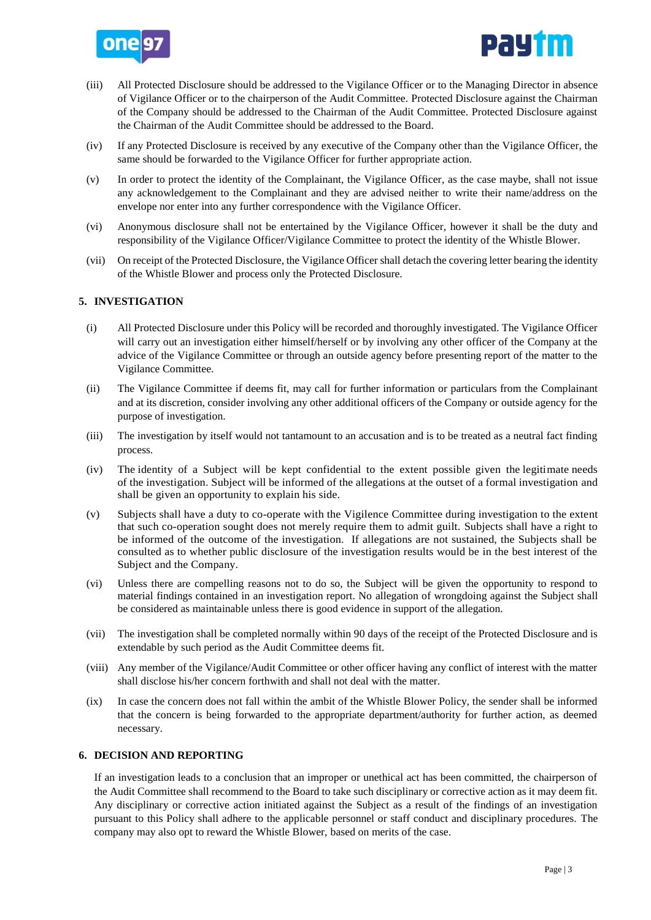(iii) All Protected Disclosure should be addressed to the Vigilance Officer or to the Managing Director in absence of Vigilance Officer or to the chairperson of the Audit Committee. Protected Disclosure against the Chairman of the Company should be addressed to the Chairman of the Audit Committee. Protected Disclosure against the Chairman of the Audit Committee should be addressed to the Board.

(iv) If any Protected Disclosure is received by any executive of the Company other than the Vigilance Officer, the same should be forwarded to the Vigilance Officer for further appropriate action.

(v) In order to protect the identity of the Complainant, the Vigilance Officer, as the case maybe, shall not issue any acknowledgement to the Complainant and they are advised neither to write their name/address on the envelope nor enter into any further correspondence with the Vigilance Officer.

(vi) Anonymous disclosure shall not be entertained by the Vigilance Officer, however it shall be the duty and responsibility of the Vigilance Officer/Vigilance Committee to protect the identity of the Whistle Blower.

(vii) On receipt of the Protected Disclosure, the Vigilance Officer shall detach the covering letter bearing the identity of the Whistle Blower and process only the Protected Disclosure.

## 5. INVESTIGATION

(i) All Protected Disclosure under this Policy will be recorded and thoroughly investigated. The Vigilance Officer will carry out an investigation either himself/herself or by involving any other officer of the Company at the advice of the Vigilance Committee or through an outside agency before presenting report of the matter to the Vigilance Committee.

(ii) The Vigilance Committee if deems fit, may call for further information or particulars from the Complainant and at its discretion, consider involving any other additional officers of the Company or outside agency for the purpose of investigation.

(iii) The investigation by itself would not tantamount to an accusation and is to be treated as a neutral fact finding process.

(iv) The identity of a Subject will be kept confidential to the extent possible given the legitimate needs of the investigation. Subject will be informed of the allegations at the outset of a formal investigation and shall be given an opportunity to explain his side.

(v) Subjects shall have a duty to co-operate with the Vigilence Committee during investigation to the extent that such co-operation sought does not merely require them to admit guilt. Subjects shall have a right to be informed of the outcome of the investigation. If allegations are not sustained, the Subjects shall be consulted as to whether public disclosure of the investigation results would be in the best interest of the Subject and the Company.

(vi) Unless there are compelling reasons not to do so, the Subject will be given the opportunity to respond to material findings contained in an investigation report. No allegation of wrongdoing against the Subject shall be considered as maintainable unless there is good evidence in support of the allegation.

(vii) The investigation shall be completed normally within 90 days of the receipt of the Protected Disclosure and is extendable by such period as the Audit Committee deems fit.

(viii) Any member of the Vigilance/Audit Committee or other officer having any conflict of interest with the matter shall disclose his/her concern forthwith and shall not deal with the matter.

(ix) In case the concern does not fall within the ambit of the Whistle Blower Policy, the sender shall be informed that the concern is being forwarded to the appropriate department/authority for further action, as deemed necessary.

## 6. DECISION AND REPORTING

If an investigation leads to a conclusion that an improper or unethical act has been committed, the chairperson of the Audit Committee shall recommend to the Board to take such disciplinary or corrective action as it may deem fit. Any disciplinary or corrective action initiated against the Subject as a result of the findings of an investigation pursuant to this Policy shall adhere to the applicable personnel or staff conduct and disciplinary procedures. The company may also opt to reward the Whistle Blower, based on merits of the case.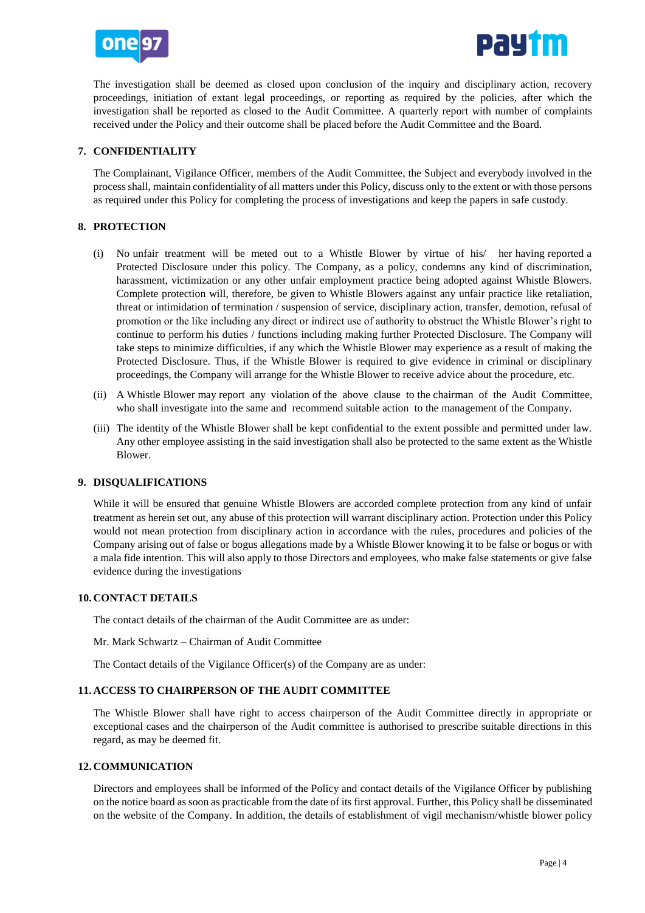The investigation shall be deemed as closed upon conclusion of the inquiry and disciplinary action, recovery proceedings, initiation of extant legal proceedings, or reporting as required by the policies, after which the investigation shall be reported as closed to the Audit Committee. A quarterly report with number of complaints received under the Policy and their outcome shall be placed before the Audit Committee and the Board.

## 7. CONFIDENTIALITY

The Complainant, Vigilance Officer, members of the Audit Committee, the Subject and everybody involved in the process shall, maintain confidentiality of all matters under this Policy, discuss only to the extent or with those persons as required under this Policy for completing the process of investigations and keep the papers in safe custody.

## 8. PROTECTION

(i) No unfair treatment will be meted out to a Whistle Blower by virtue of his/ her having reported a Protected Disclosure under this policy. The Company, as a policy, condemns any kind of discrimination, harassment, victimization or any other unfair employment practice being adopted against Whistle Blowers. Complete protection will, therefore, be given to Whistle Blowers against any unfair practice like retaliation, threat or intimidation of termination / suspension of service, disciplinary action, transfer, demotion, refusal of promotion or the like including any direct or indirect use of authority to obstruct the Whistle Blower's right to continue to perform his duties / functions including making further Protected Disclosure. The Company will take steps to minimize difficulties, if any which the Whistle Blower may experience as a result of making the Protected Disclosure. Thus, if the Whistle Blower is required to give evidence in criminal or disciplinary proceedings, the Company will arrange for the Whistle Blower to receive advice about the procedure, etc.

(ii) A Whistle Blower may report any violation of the above clause to the chairman of the Audit Committee, who shall investigate into the same and recommend suitable action to the management of the Company.

(iii) The identity of the Whistle Blower shall be kept confidential to the extent possible and permitted under law. Any other employee assisting in the said investigation shall also be protected to the same extent as the Whistle Blower.

## 9. DISQUALIFICATIONS

While it will be ensured that genuine Whistle Blowers are accorded complete protection from any kind of unfair treatment as herein set out, any abuse of this protection will warrant disciplinary action. Protection under this Policy would not mean protection from disciplinary action in accordance with the rules, procedures and policies of the Company arising out of false or bogus allegations made by a Whistle Blower knowing it to be false or bogus or with a mala fide intention. This will also apply to those Directors and employees, who make false statements or give false evidence during the investigations

## 10. CONTACT DETAILS

The contact details of the chairman of the Audit Committee are as under:

Mr. Mark Schwartz – Chairman of Audit Committee

The Contact details of the Vigilance Officer(s) of the Company are as under:

## 11. ACCESS TO CHAIRPERSON OF THE AUDIT COMMITTEE

The Whistle Blower shall have right to access chairperson of the Audit Committee directly in appropriate or exceptional cases and the chairperson of the Audit committee is authorised to prescribe suitable directions in this regard, as may be deemed fit.

## 12. COMMUNICATION

Directors and employees shall be informed of the Policy and contact details of the Vigilance Officer by publishing on the notice board as soon as practicable from the date of its first approval. Further, this Policy shall be disseminated on the website of the Company. In addition, the details of establishment of vigil mechanism/whistle blower policy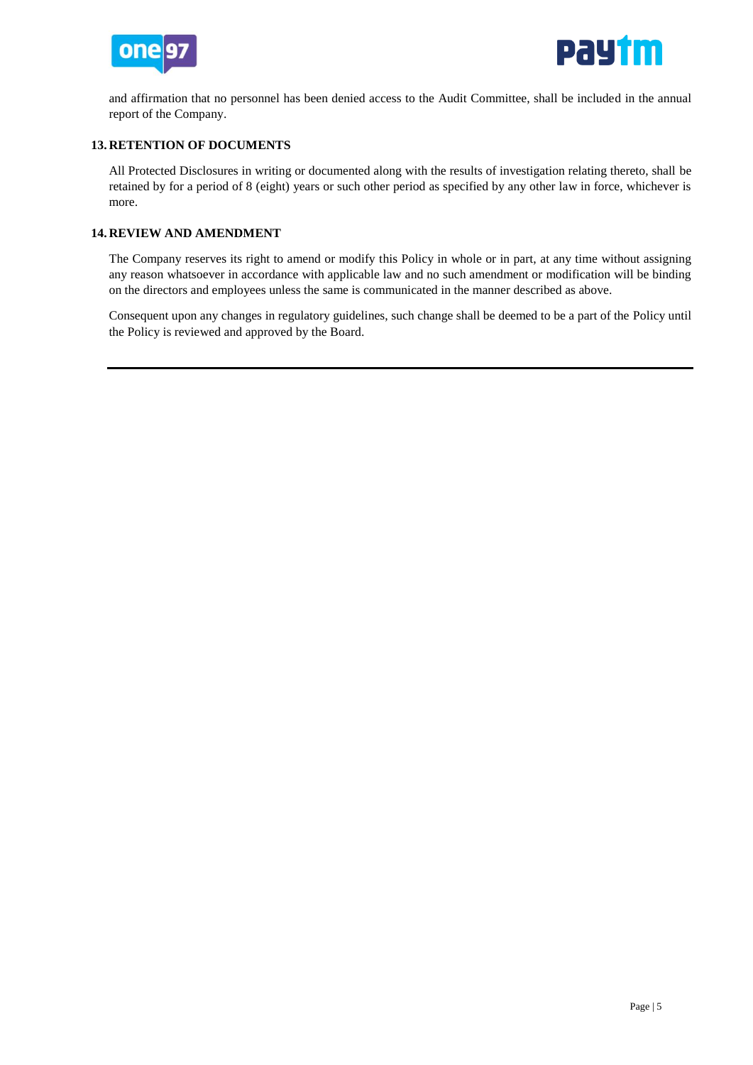and affirmation that no personnel has been denied access to the Audit Committee, shall be included in the annual report of the Company.

## 13. RETENTION OF DOCUMENTS

All Protected Disclosures in writing or documented along with the results of investigation relating thereto, shall be retained by for a period of 8 (eight) years or such other period as specified by any other law in force, whichever is more.

## 14. REVIEW AND AMENDMENT

The Company reserves its right to amend or modify this Policy in whole or in part, at any time without assigning any reason whatsoever in accordance with applicable law and no such amendment or modification will be binding on the directors and employees unless the same is communicated in the manner described as above.

Consequent upon any changes in regulatory guidelines, such change shall be deemed to be a part of the Policy until the Policy is reviewed and approved by the Board.